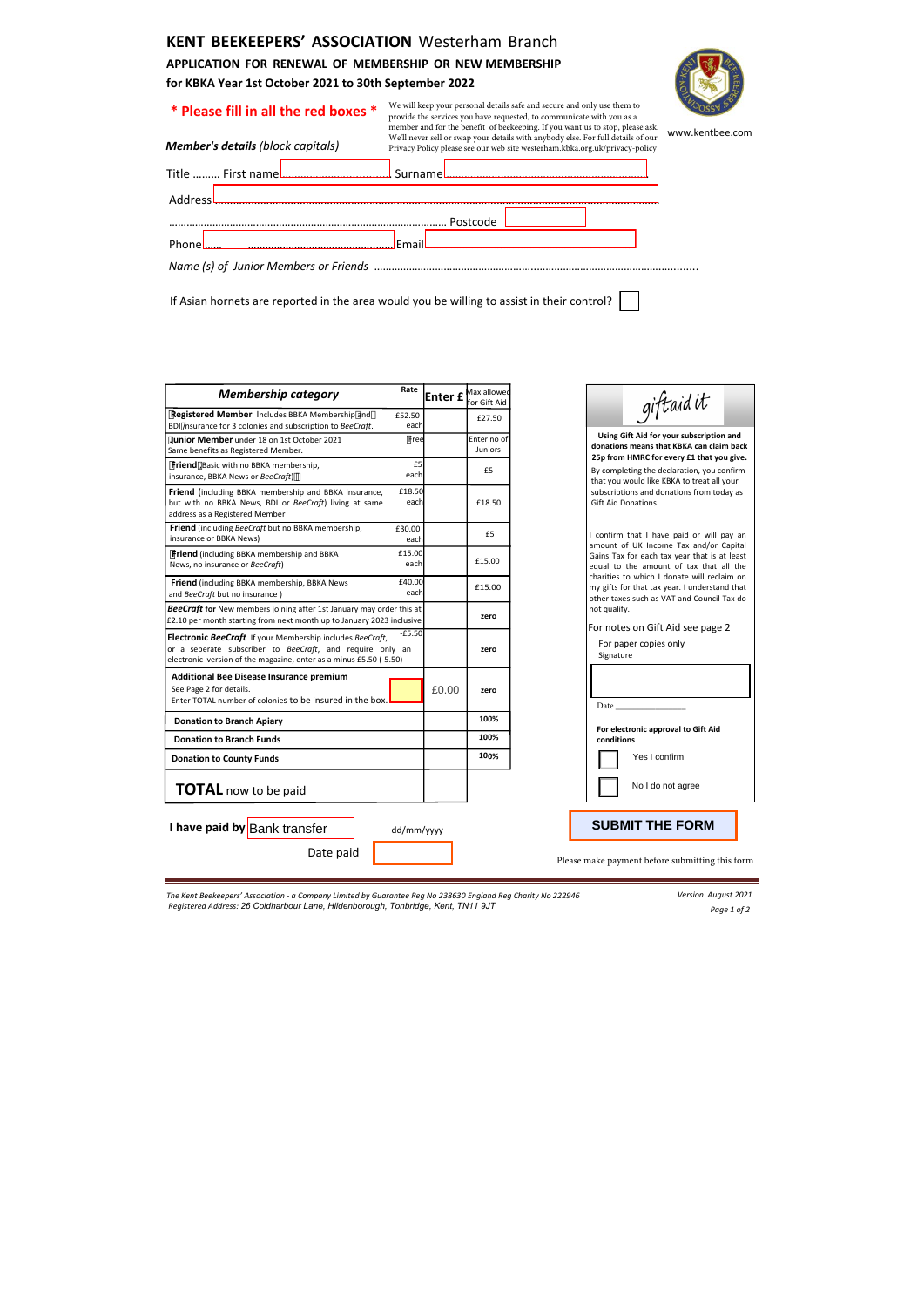# KENT BEEKEEPERS' ASSOCIATION Westerham Branch

**APPLICATION FOR RENEWAL OF MEMBERSHIP OR NEW MEMBERSHIP**

**for KBKA Year 1st October 2021 to 30th September 2022**

**\* Please fill in all the red boxes \***

We will keep your personal details safe and secure and only use them to provide the services you have requested, to communicate with you as a member and for the benefit of beekeeping. If you want us to stop, please ask. We'll never sell or swap your details with anybody else. For full details of our Privacy Policy please see our web site westerham.kbka.org.uk/privacy-policy

www.kentbee.com

***Member's details*** *(block capitals)*

Title ......... First name ______________ Surname ______________

Address ______________________________

.............................................................................................. Postcode ______________

Phone ...... ................................................ Email ______________

*Name (s) of Junior Members or Friends* ..............................................................................................................

If Asian hornets are reported in the area would you be willing to assist in their control? ☐

| ***Membership category*** | Rate | Enter £ | Max allowed for Gift Aid |
|---|---|---|---|
| **Registered Member** Includes BBKA Membership and BDI Insurance for 3 colonies and subscription to *BeeCraft*. | £52.50 each | | £27.50 |
| **Junior Member** under 18 on 1st October 2021 Same benefits as Registered Member. | Free | | Enter no of Juniors |
| **Friend** Basic with no BBKA membership, insurance, BBKA News or *BeeCraft* | £5 each | | £5 |
| **Friend** (including BBKA membership and BBKA insurance, but with no BBKA News, BDI or *BeeCraft*) living at same address as a Registered Member | £18.50 each | | £18.50 |
| **Friend** (including *BeeCraft* but no BBKA membership, insurance or BBKA News) | £30.00 each | | £5 |
| **Friend** (including BBKA membership and BBKA News, no insurance or *BeeCraft*) | £15.00 each | | £15.00 |
| **Friend** (including BBKA membership, BBKA News and *BeeCraft* but no insurance ) | £40.00 each | | £15.00 |
| ***BeeCraft* for** New members joining after 1st January may order this at £2.10 per month starting from next month up to January 2023 inclusive | | | zero |
| **Electronic *BeeCraft*** If your Membership includes *BeeCraft*, or a seperate subscriber to *BeeCraft*, and require only an electronic version of the magazine, enter as a minus £5.50 (-5.50) | -£5.50 | | zero |
| **Additional Bee Disease Insurance premium** See Page 2 for details. Enter TOTAL number of colonies to be insured in the box. ☐ | | £0.00 | zero |
| **Donation to Branch Apiary** | | | 100% |
| **Donation to Branch Funds** | | | 100% |
| **Donation to County Funds** | | | 100% |
| **TOTAL** now to be paid | | | |

**I have paid by** Bank transfer dd/mm/yyyy

Date paid ______________

## giftaid it

**Using Gift Aid for your subscription and donations means that KBKA can claim back 25p from HMRC for every £1 that you give.**

By completing the declaration, you confirm that you would like KBKA to treat all your subscriptions and donations from today as Gift Aid Donations.

I confirm that I have paid or will pay an amount of UK Income Tax and/or Capital Gains Tax for each tax year that is at least equal to the amount of tax that all the charities to which I donate will reclaim on my gifts for that tax year. I understand that other taxes such as VAT and Council Tax do not qualify.

For notes on Gift Aid see page 2

For paper copies only

Signature ______________

Date ______________

**For electronic approval to Gift Aid conditions**

☐ Yes I confirm

☐ No I do not agree

**SUBMIT THE FORM**

Please make payment before submitting this form

*The Kent Beekeepers' Association - a Company Limited by Guarantee Reg No 238630 England Reg Charity No 222946*
*Registered Address: 26 Coldharbour Lane, Hildenborough, Tonbridge, Kent, TN11 9JT*

*Version August 2021*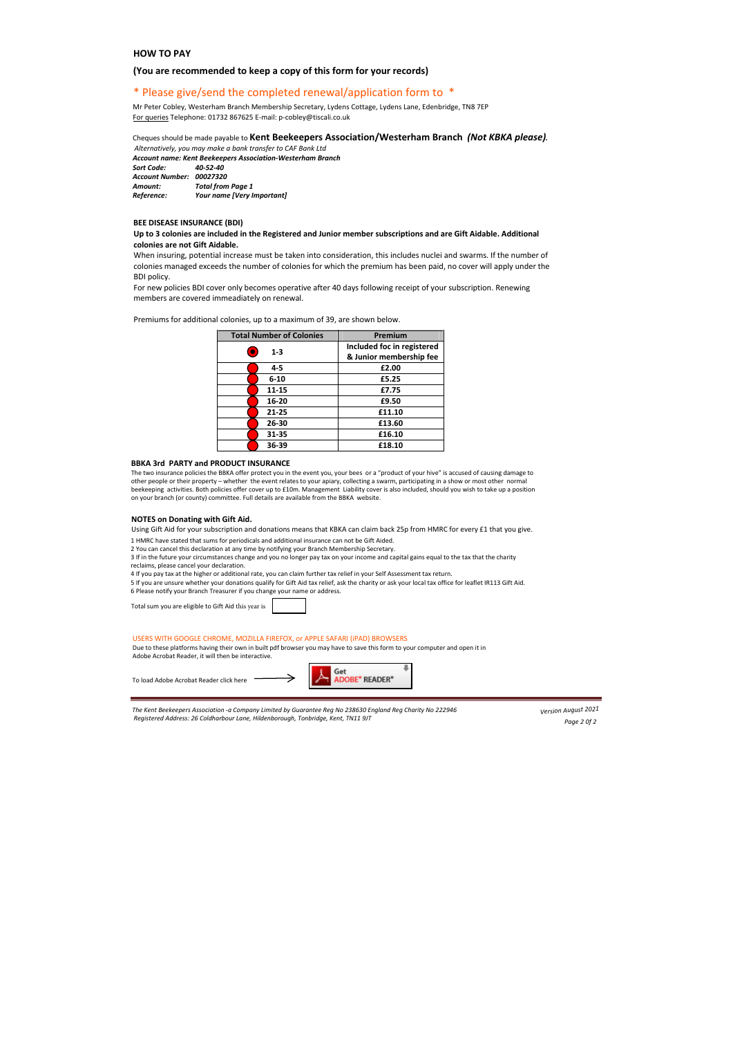## HOW TO PAY

**(You are recommended to keep a copy of this form for your records)**

\* Please give/send the completed renewal/application form to \*

Mr Peter Cobley, Westerham Branch Membership Secretary, Lydens Cottage, Lydens Lane, Edenbridge, TN8 7EP
For queries Telephone: 01732 867625 E-mail: p-cobley@tiscali.co.uk

Cheques should be made payable to **Kent Beekeepers Association/Westerham Branch** ***(Not KBKA please).***

*Alternatively, you may make a bank transfer to CAF Bank Ltd*
***Account name: Kent Beekeepers Association-Westerham Branch***
***Sort Code: 40-52-40***
***Account Number: 00027320***
***Amount: Total from Page 1***
***Reference: Your name [Very Important]***

### BEE DISEASE INSURANCE (BDI)

**Up to 3 colonies are included in the Registered and Junior member subscriptions and are Gift Aidable. Additional colonies are not Gift Aidable.**

When insuring, potential increase must be taken into consideration, this includes nuclei and swarms. If the number of colonies managed exceeds the number of colonies for which the premium has been paid, no cover will apply under the BDI policy.

For new policies BDI cover only becomes operative after 40 days following receipt of your subscription. Renewing members are covered immeadiately on renewal.

Premiums for additional colonies, up to a maximum of 39, are shown below.

| Total Number of Colonies | Premium |
|---|---|
| 1-3 | Included foc in registered & Junior membership fee |
| 4-5 | £2.00 |
| 6-10 | £5.25 |
| 11-15 | £7.75 |
| 16-20 | £9.50 |
| 21-25 | £11.10 |
| 26-30 | £13.60 |
| 31-35 | £16.10 |
| 36-39 | £18.10 |

### BBKA 3rd PARTY and PRODUCT INSURANCE

The two insurance policies the BBKA offer protect you in the event you, your bees or a "product of your hive" is accused of causing damage to other people or their property – whether the event relates to your apiary, collecting a swarm, participating in a show or most other normal beekeeping activities. Both policies offer cover up to £10m. Management Liability cover is also included, should you wish to take up a position on your branch (or county) committee. Full details are available from the BBKA website.

### NOTES on Donating with Gift Aid.

Using Gift Aid for your subscription and donations means that KBKA can claim back 25p from HMRC for every £1 that you give.

1 HMRC have stated that sums for periodicals and additional insurance can not be Gift Aided.
2 You can cancel this declaration at any time by notifying your Branch Membership Secretary.
3 If in the future your circumstances change and you no longer pay tax on your income and capital gains equal to the tax that the charity reclaims, please cancel your declaration.
4 If you pay tax at the higher or additional rate, you can claim further tax relief in your Self Assessment tax return.
5 If you are unsure whether your donations qualify for Gift Aid tax relief, ask the charity or ask your local tax office for leaflet IR113 Gift Aid.
6 Please notify your Branch Treasurer if you change your name or address.

Total sum you are eligible to Gift Aid this year is

USERS WITH GOOGLE CHROME, MOZILLA FIREFOX, or APPLE SAFARI (iPAD) BROWSERS

Due to these platforms having their own in built pdf browser you may have to save this form to your computer and open it in Adobe Acrobat Reader, it will then be interactive.

To load Adobe Acrobat Reader click here →

*The Kent Beekeepers Association -a Company Limited by Guarantee Reg No 238630 England Reg Charity No 222946*
*Registered Address: 26 Coldharbour Lane, Hildenborough, Tonbridge, Kent, TN11 9JT*

*Version August 2021*